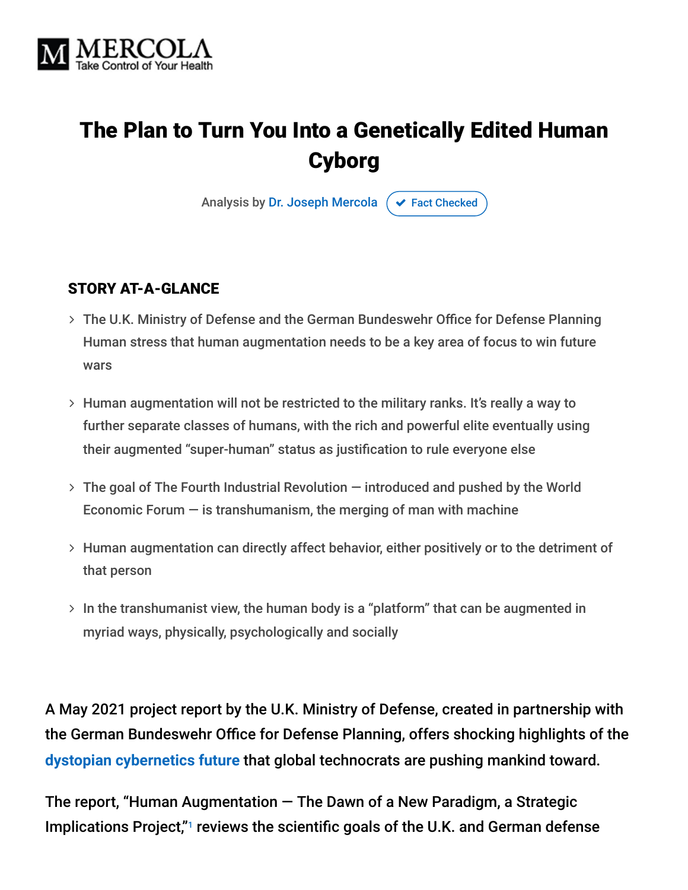MERCOLA
Take Control of Your Health

# The Plan to Turn You Into a Genetically Edited Human Cyborg

Analysis by Dr. Joseph Mercola ✔ Fact Checked

### STORY AT-A-GLANCE

- The U.K. Ministry of Defense and the German Bundeswehr Office for Defense Planning Human stress that human augmentation needs to be a key area of focus to win future wars
- Human augmentation will not be restricted to the military ranks. It's really a way to further separate classes of humans, with the rich and powerful elite eventually using their augmented "super-human" status as justification to rule everyone else
- The goal of The Fourth Industrial Revolution — introduced and pushed by the World Economic Forum — is transhumanism, the merging of man with machine
- Human augmentation can directly affect behavior, either positively or to the detriment of that person
- In the transhumanist view, the human body is a "platform" that can be augmented in myriad ways, physically, psychologically and socially

A May 2021 project report by the U.K. Ministry of Defense, created in partnership with the German Bundeswehr Office for Defense Planning, offers shocking highlights of the dystopian cybernetics future that global technocrats are pushing mankind toward.

The report, "Human Augmentation — The Dawn of a New Paradigm, a Strategic Implications Project,"[1] reviews the scientific goals of the U.K. and German defense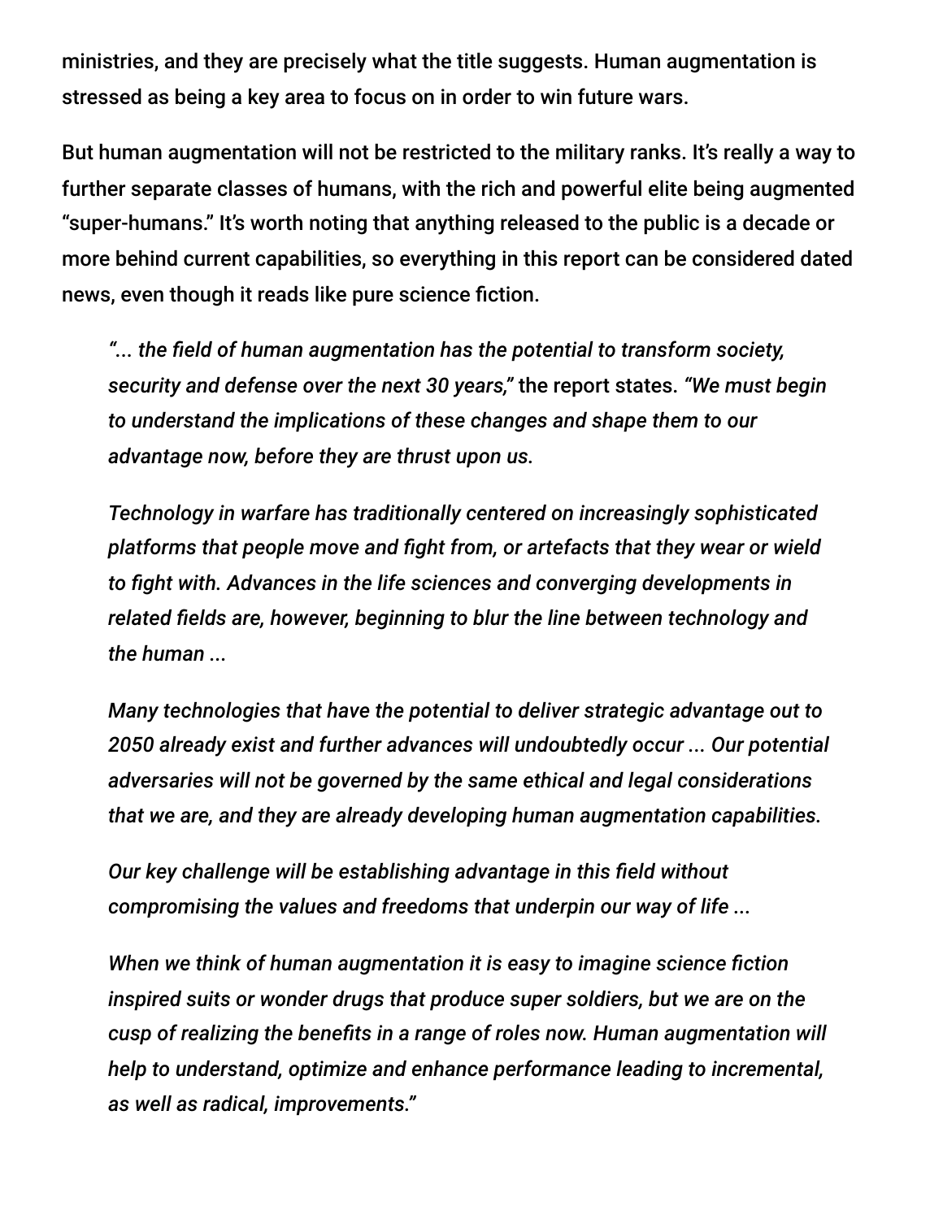ministries, and they are precisely what the title suggests. Human augmentation is stressed as being a key area to focus on in order to win future wars.

But human augmentation will not be restricted to the military ranks. It's really a way to further separate classes of humans, with the rich and powerful elite being augmented "super-humans." It's worth noting that anything released to the public is a decade or more behind current capabilities, so everything in this report can be considered dated news, even though it reads like pure science fiction.

> *"... the field of human augmentation has the potential to transform society, security and defense over the next 30 years,"* the report states. *"We must begin to understand the implications of these changes and shape them to our advantage now, before they are thrust upon us.*
>
> *Technology in warfare has traditionally centered on increasingly sophisticated platforms that people move and fight from, or artefacts that they wear or wield to fight with. Advances in the life sciences and converging developments in related fields are, however, beginning to blur the line between technology and the human ...*
>
> *Many technologies that have the potential to deliver strategic advantage out to 2050 already exist and further advances will undoubtedly occur ... Our potential adversaries will not be governed by the same ethical and legal considerations that we are, and they are already developing human augmentation capabilities.*
>
> *Our key challenge will be establishing advantage in this field without compromising the values and freedoms that underpin our way of life ...*
>
> *When we think of human augmentation it is easy to imagine science fiction inspired suits or wonder drugs that produce super soldiers, but we are on the cusp of realizing the benefits in a range of roles now. Human augmentation will help to understand, optimize and enhance performance leading to incremental, as well as radical, improvements."*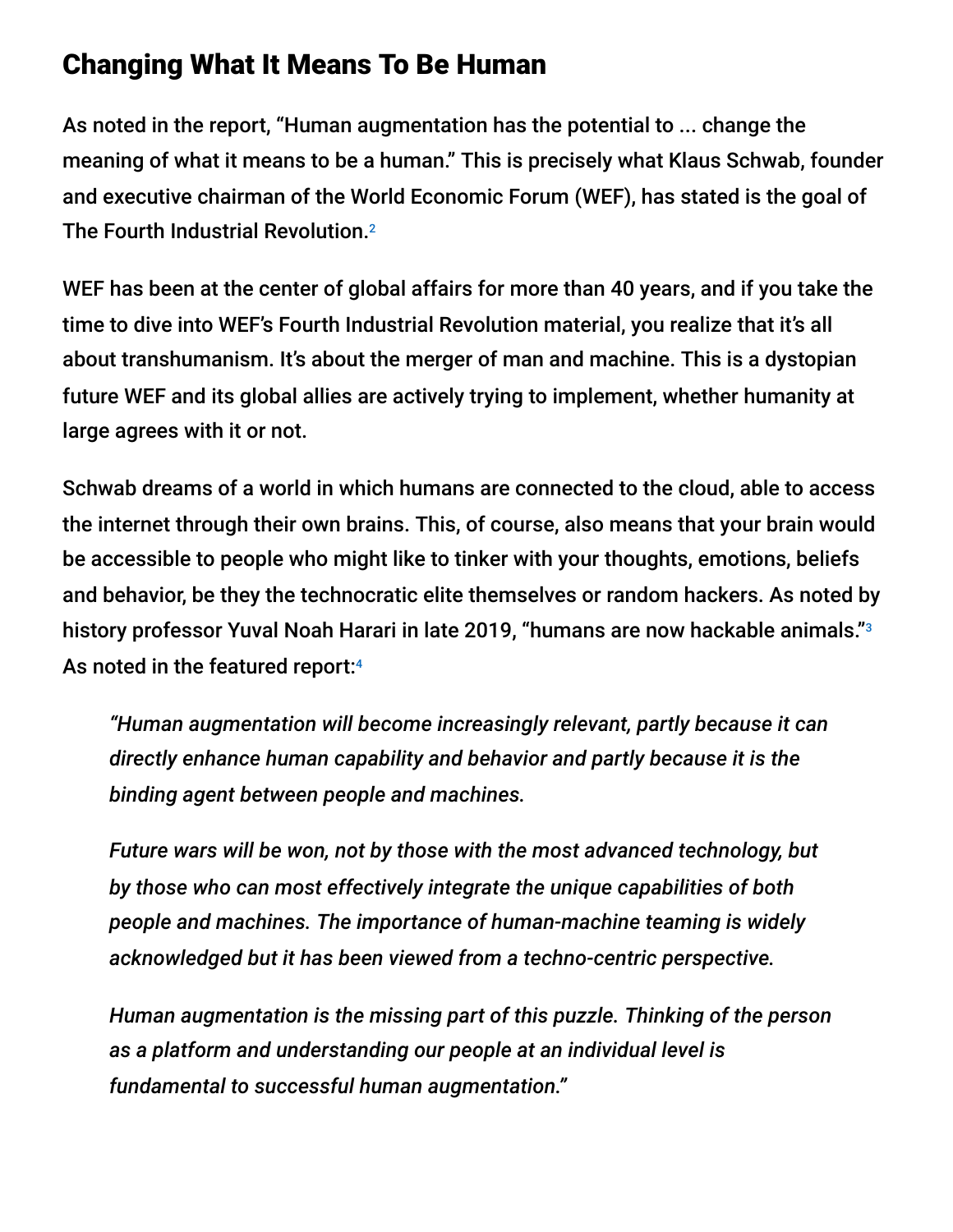## Changing What It Means To Be Human

As noted in the report, "Human augmentation has the potential to ... change the meaning of what it means to be a human." This is precisely what Klaus Schwab, founder and executive chairman of the World Economic Forum (WEF), has stated is the goal of The Fourth Industrial Revolution.[2]

WEF has been at the center of global affairs for more than 40 years, and if you take the time to dive into WEF's Fourth Industrial Revolution material, you realize that it's all about transhumanism. It's about the merger of man and machine. This is a dystopian future WEF and its global allies are actively trying to implement, whether humanity at large agrees with it or not.

Schwab dreams of a world in which humans are connected to the cloud, able to access the internet through their own brains. This, of course, also means that your brain would be accessible to people who might like to tinker with your thoughts, emotions, beliefs and behavior, be they the technocratic elite themselves or random hackers. As noted by history professor Yuval Noah Harari in late 2019, "humans are now hackable animals."[3] As noted in the featured report:[4]

> *"Human augmentation will become increasingly relevant, partly because it can directly enhance human capability and behavior and partly because it is the binding agent between people and machines.*
>
> *Future wars will be won, not by those with the most advanced technology, but by those who can most effectively integrate the unique capabilities of both people and machines. The importance of human-machine teaming is widely acknowledged but it has been viewed from a techno-centric perspective.*
>
> *Human augmentation is the missing part of this puzzle. Thinking of the person as a platform and understanding our people at an individual level is fundamental to successful human augmentation."*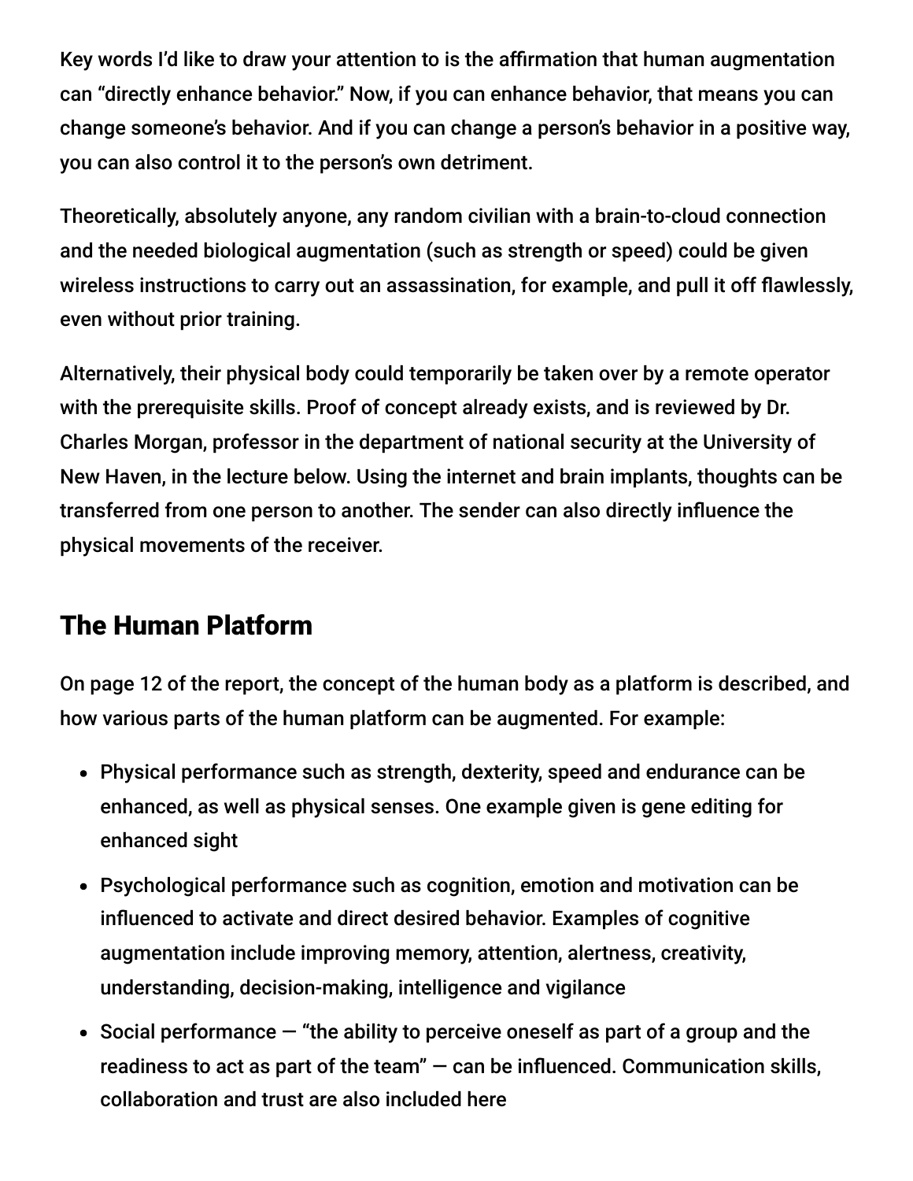Key words I'd like to draw your attention to is the affirmation that human augmentation can "directly enhance behavior." Now, if you can enhance behavior, that means you can change someone's behavior. And if you can change a person's behavior in a positive way, you can also control it to the person's own detriment.

Theoretically, absolutely anyone, any random civilian with a brain-to-cloud connection and the needed biological augmentation (such as strength or speed) could be given wireless instructions to carry out an assassination, for example, and pull it off flawlessly, even without prior training.

Alternatively, their physical body could temporarily be taken over by a remote operator with the prerequisite skills. Proof of concept already exists, and is reviewed by Dr. Charles Morgan, professor in the department of national security at the University of New Haven, in the lecture below. Using the internet and brain implants, thoughts can be transferred from one person to another. The sender can also directly influence the physical movements of the receiver.

## The Human Platform

On page 12 of the report, the concept of the human body as a platform is described, and how various parts of the human platform can be augmented. For example:

- Physical performance such as strength, dexterity, speed and endurance can be enhanced, as well as physical senses. One example given is gene editing for enhanced sight
- Psychological performance such as cognition, emotion and motivation can be influenced to activate and direct desired behavior. Examples of cognitive augmentation include improving memory, attention, alertness, creativity, understanding, decision-making, intelligence and vigilance
- Social performance — "the ability to perceive oneself as part of a group and the readiness to act as part of the team" — can be influenced. Communication skills, collaboration and trust are also included here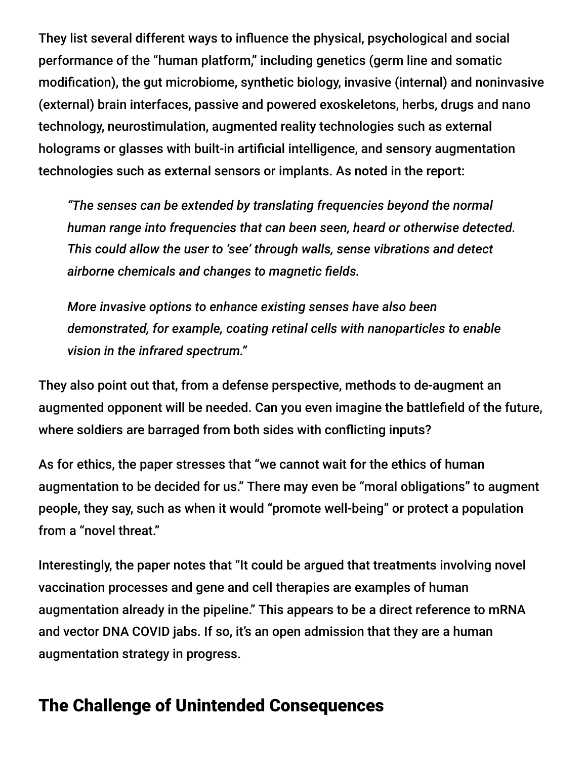They list several different ways to influence the physical, psychological and social performance of the "human platform," including genetics (germ line and somatic modification), the gut microbiome, synthetic biology, invasive (internal) and noninvasive (external) brain interfaces, passive and powered exoskeletons, herbs, drugs and nano technology, neurostimulation, augmented reality technologies such as external holograms or glasses with built-in artificial intelligence, and sensory augmentation technologies such as external sensors or implants. As noted in the report:

> *"The senses can be extended by translating frequencies beyond the normal human range into frequencies that can been seen, heard or otherwise detected. This could allow the user to 'see' through walls, sense vibrations and detect airborne chemicals and changes to magnetic fields.*
>
> *More invasive options to enhance existing senses have also been demonstrated, for example, coating retinal cells with nanoparticles to enable vision in the infrared spectrum."*

They also point out that, from a defense perspective, methods to de-augment an augmented opponent will be needed. Can you even imagine the battlefield of the future, where soldiers are barraged from both sides with conflicting inputs?

As for ethics, the paper stresses that "we cannot wait for the ethics of human augmentation to be decided for us." There may even be "moral obligations" to augment people, they say, such as when it would "promote well-being" or protect a population from a "novel threat."

Interestingly, the paper notes that "It could be argued that treatments involving novel vaccination processes and gene and cell therapies are examples of human augmentation already in the pipeline." This appears to be a direct reference to mRNA and vector DNA COVID jabs. If so, it's an open admission that they are a human augmentation strategy in progress.

## The Challenge of Unintended Consequences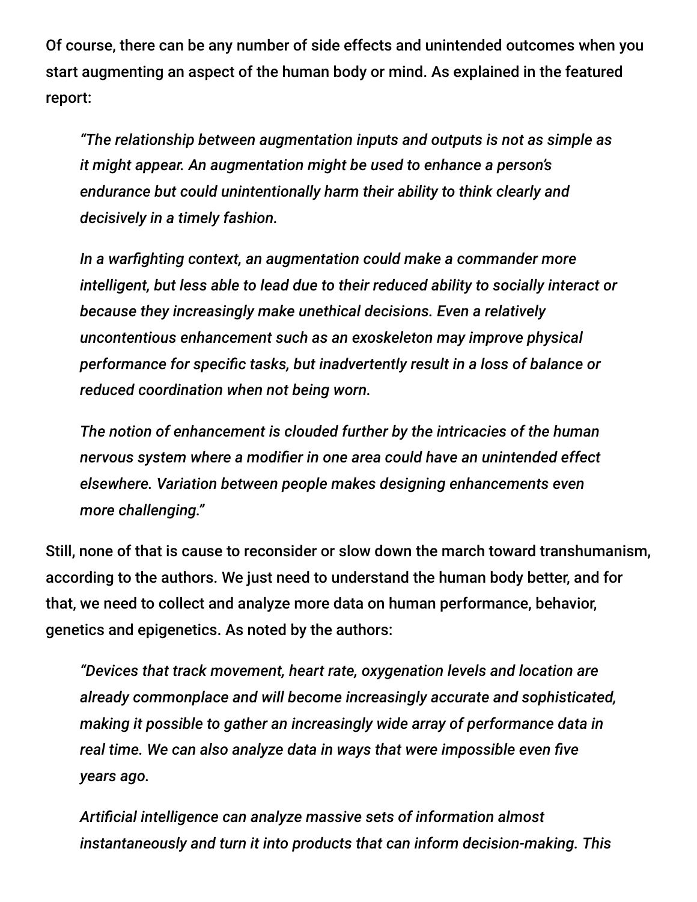Of course, there can be any number of side effects and unintended outcomes when you start augmenting an aspect of the human body or mind. As explained in the featured report:

> *"The relationship between augmentation inputs and outputs is not as simple as it might appear. An augmentation might be used to enhance a person's endurance but could unintentionally harm their ability to think clearly and decisively in a timely fashion.*
>
> *In a warfighting context, an augmentation could make a commander more intelligent, but less able to lead due to their reduced ability to socially interact or because they increasingly make unethical decisions. Even a relatively uncontentious enhancement such as an exoskeleton may improve physical performance for specific tasks, but inadvertently result in a loss of balance or reduced coordination when not being worn.*
>
> *The notion of enhancement is clouded further by the intricacies of the human nervous system where a modifier in one area could have an unintended effect elsewhere. Variation between people makes designing enhancements even more challenging."*

Still, none of that is cause to reconsider or slow down the march toward transhumanism, according to the authors. We just need to understand the human body better, and for that, we need to collect and analyze more data on human performance, behavior, genetics and epigenetics. As noted by the authors:

> *"Devices that track movement, heart rate, oxygenation levels and location are already commonplace and will become increasingly accurate and sophisticated, making it possible to gather an increasingly wide array of performance data in real time. We can also analyze data in ways that were impossible even five years ago.*
>
> *Artificial intelligence can analyze massive sets of information almost instantaneously and turn it into products that can inform decision-making. This*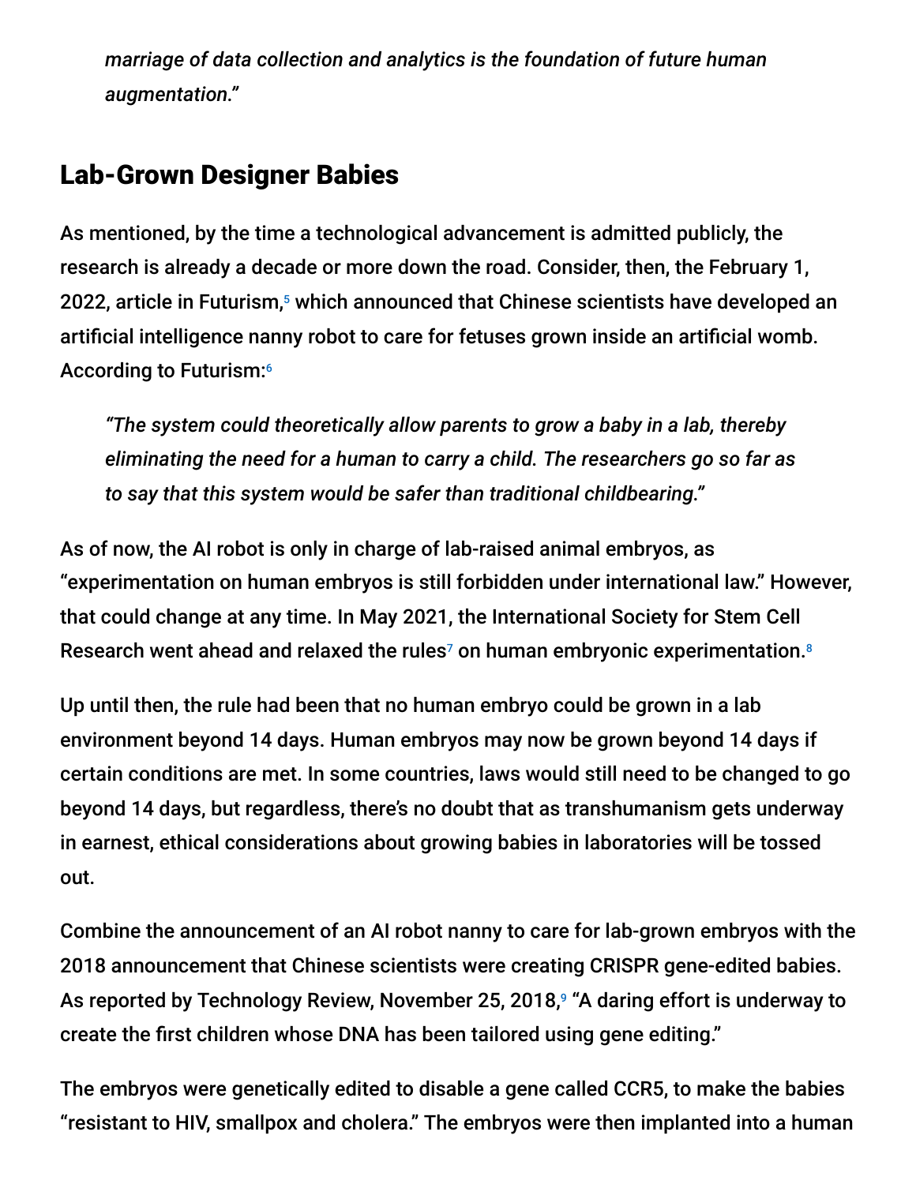*marriage of data collection and analytics is the foundation of future human augmentation."*

## Lab-Grown Designer Babies

As mentioned, by the time a technological advancement is admitted publicly, the research is already a decade or more down the road. Consider, then, the February 1, 2022, article in Futurism,[5] which announced that Chinese scientists have developed an artificial intelligence nanny robot to care for fetuses grown inside an artificial womb. According to Futurism:[6]

> *"The system could theoretically allow parents to grow a baby in a lab, thereby eliminating the need for a human to carry a child. The researchers go so far as to say that this system would be safer than traditional childbearing."*

As of now, the AI robot is only in charge of lab-raised animal embryos, as "experimentation on human embryos is still forbidden under international law." However, that could change at any time. In May 2021, the International Society for Stem Cell Research went ahead and relaxed the rules[7] on human embryonic experimentation.[8]

Up until then, the rule had been that no human embryo could be grown in a lab environment beyond 14 days. Human embryos may now be grown beyond 14 days if certain conditions are met. In some countries, laws would still need to be changed to go beyond 14 days, but regardless, there's no doubt that as transhumanism gets underway in earnest, ethical considerations about growing babies in laboratories will be tossed out.

Combine the announcement of an AI robot nanny to care for lab-grown embryos with the 2018 announcement that Chinese scientists were creating CRISPR gene-edited babies. As reported by Technology Review, November 25, 2018,[9] "A daring effort is underway to create the first children whose DNA has been tailored using gene editing."

The embryos were genetically edited to disable a gene called CCR5, to make the babies "resistant to HIV, smallpox and cholera." The embryos were then implanted into a human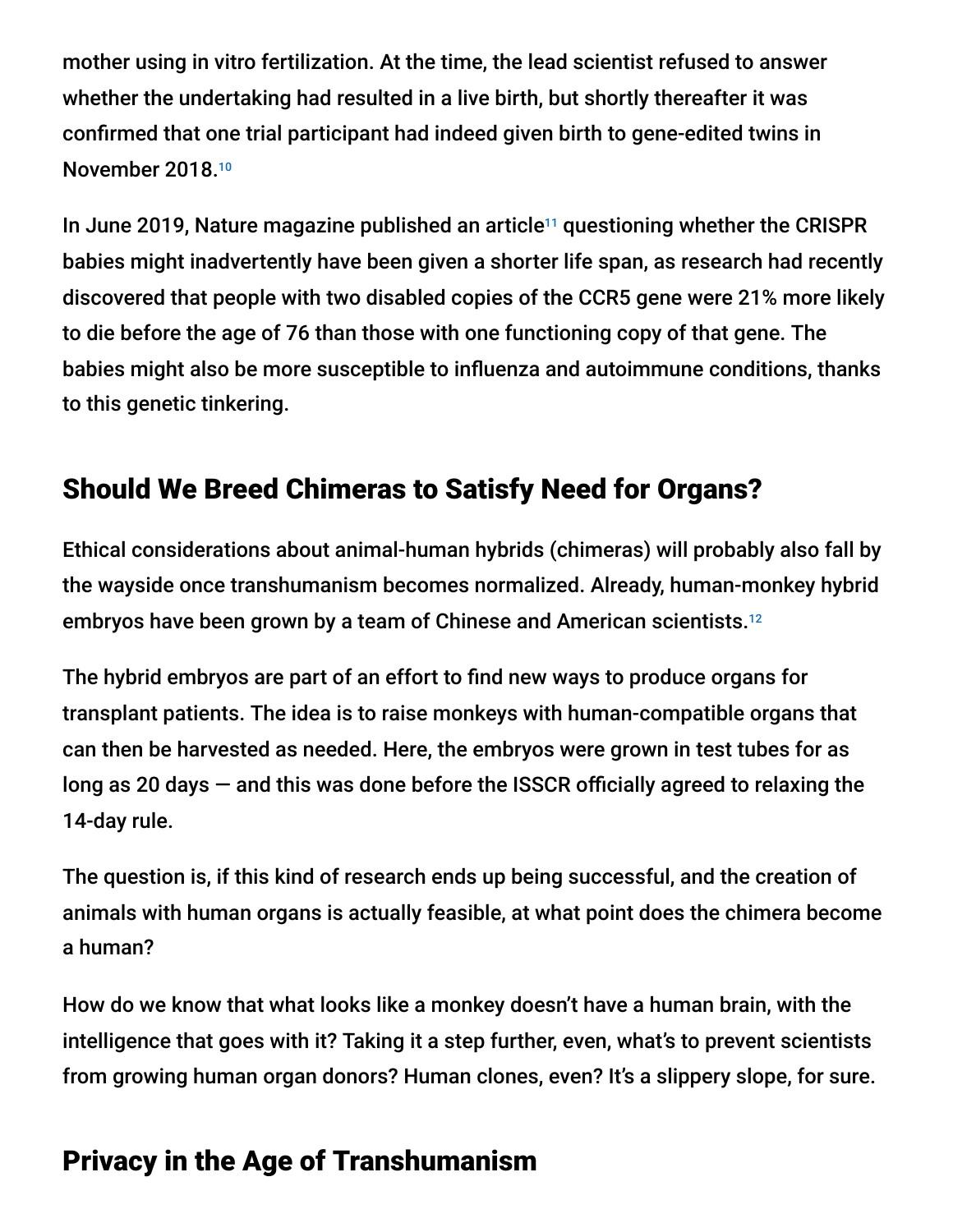mother using in vitro fertilization. At the time, the lead scientist refused to answer whether the undertaking had resulted in a live birth, but shortly thereafter it was confirmed that one trial participant had indeed given birth to gene-edited twins in November 2018.[10]

In June 2019, Nature magazine published an article[11] questioning whether the CRISPR babies might inadvertently have been given a shorter life span, as research had recently discovered that people with two disabled copies of the CCR5 gene were 21% more likely to die before the age of 76 than those with one functioning copy of that gene. The babies might also be more susceptible to influenza and autoimmune conditions, thanks to this genetic tinkering.

## Should We Breed Chimeras to Satisfy Need for Organs?

Ethical considerations about animal-human hybrids (chimeras) will probably also fall by the wayside once transhumanism becomes normalized. Already, human-monkey hybrid embryos have been grown by a team of Chinese and American scientists.[12]

The hybrid embryos are part of an effort to find new ways to produce organs for transplant patients. The idea is to raise monkeys with human-compatible organs that can then be harvested as needed. Here, the embryos were grown in test tubes for as long as 20 days — and this was done before the ISSCR officially agreed to relaxing the 14-day rule.

The question is, if this kind of research ends up being successful, and the creation of animals with human organs is actually feasible, at what point does the chimera become a human?

How do we know that what looks like a monkey doesn't have a human brain, with the intelligence that goes with it? Taking it a step further, even, what's to prevent scientists from growing human organ donors? Human clones, even? It's a slippery slope, for sure.

## Privacy in the Age of Transhumanism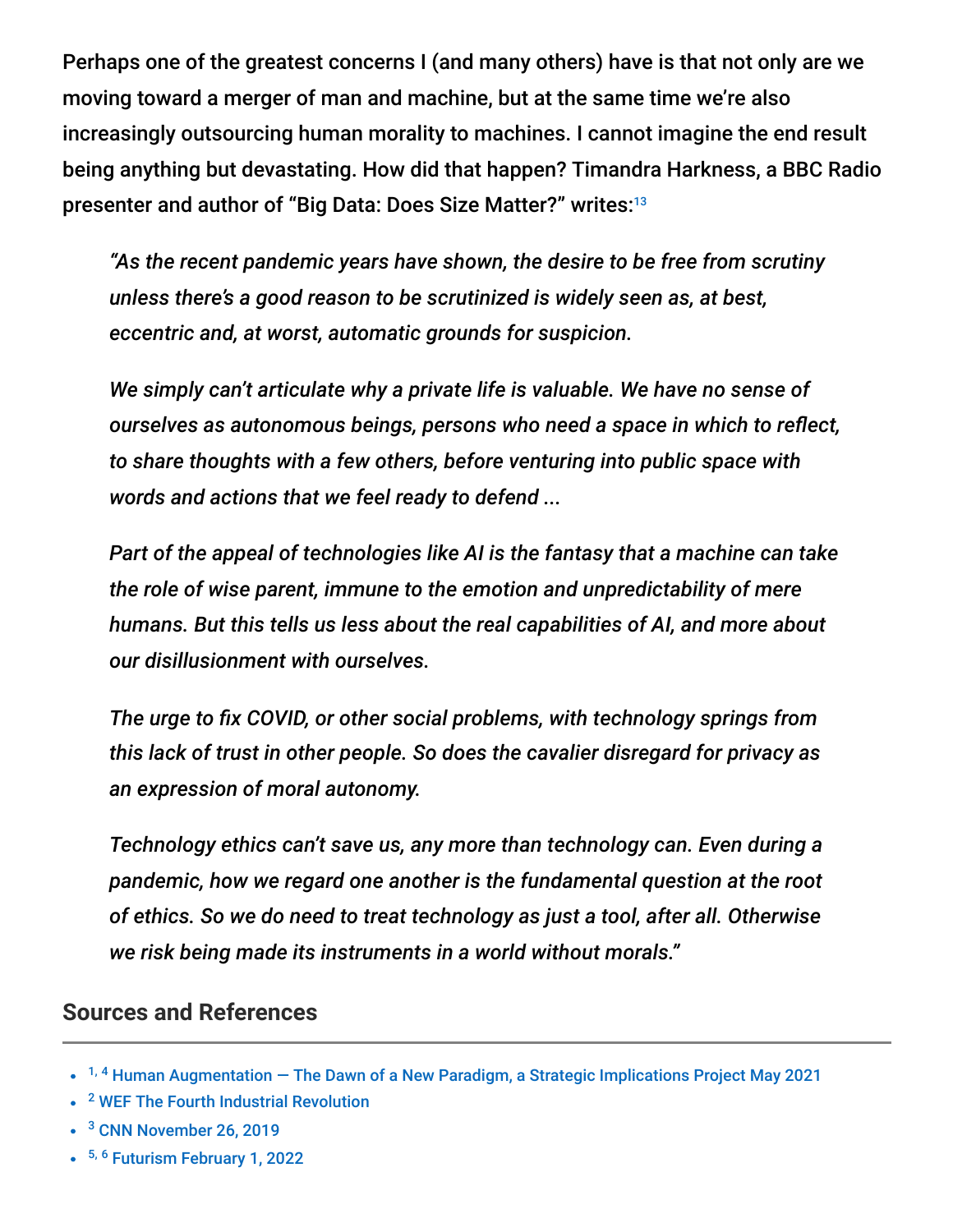Perhaps one of the greatest concerns I (and many others) have is that not only are we moving toward a merger of man and machine, but at the same time we're also increasingly outsourcing human morality to machines. I cannot imagine the end result being anything but devastating. How did that happen? Timandra Harkness, a BBC Radio presenter and author of "Big Data: Does Size Matter?" writes:[13]

> *"As the recent pandemic years have shown, the desire to be free from scrutiny unless there's a good reason to be scrutinized is widely seen as, at best, eccentric and, at worst, automatic grounds for suspicion.*
>
> *We simply can't articulate why a private life is valuable. We have no sense of ourselves as autonomous beings, persons who need a space in which to reflect, to share thoughts with a few others, before venturing into public space with words and actions that we feel ready to defend ...*
>
> *Part of the appeal of technologies like AI is the fantasy that a machine can take the role of wise parent, immune to the emotion and unpredictability of mere humans. But this tells us less about the real capabilities of AI, and more about our disillusionment with ourselves.*
>
> *The urge to fix COVID, or other social problems, with technology springs from this lack of trust in other people. So does the cavalier disregard for privacy as an expression of moral autonomy.*
>
> *Technology ethics can't save us, any more than technology can. Even during a pandemic, how we regard one another is the fundamental question at the root of ethics. So we do need to treat technology as just a tool, after all. Otherwise we risk being made its instruments in a world without morals."*

## Sources and References

- [1, 4] Human Augmentation — The Dawn of a New Paradigm, a Strategic Implications Project May 2021
- [2] WEF The Fourth Industrial Revolution
- [3] CNN November 26, 2019
- [5, 6] Futurism February 1, 2022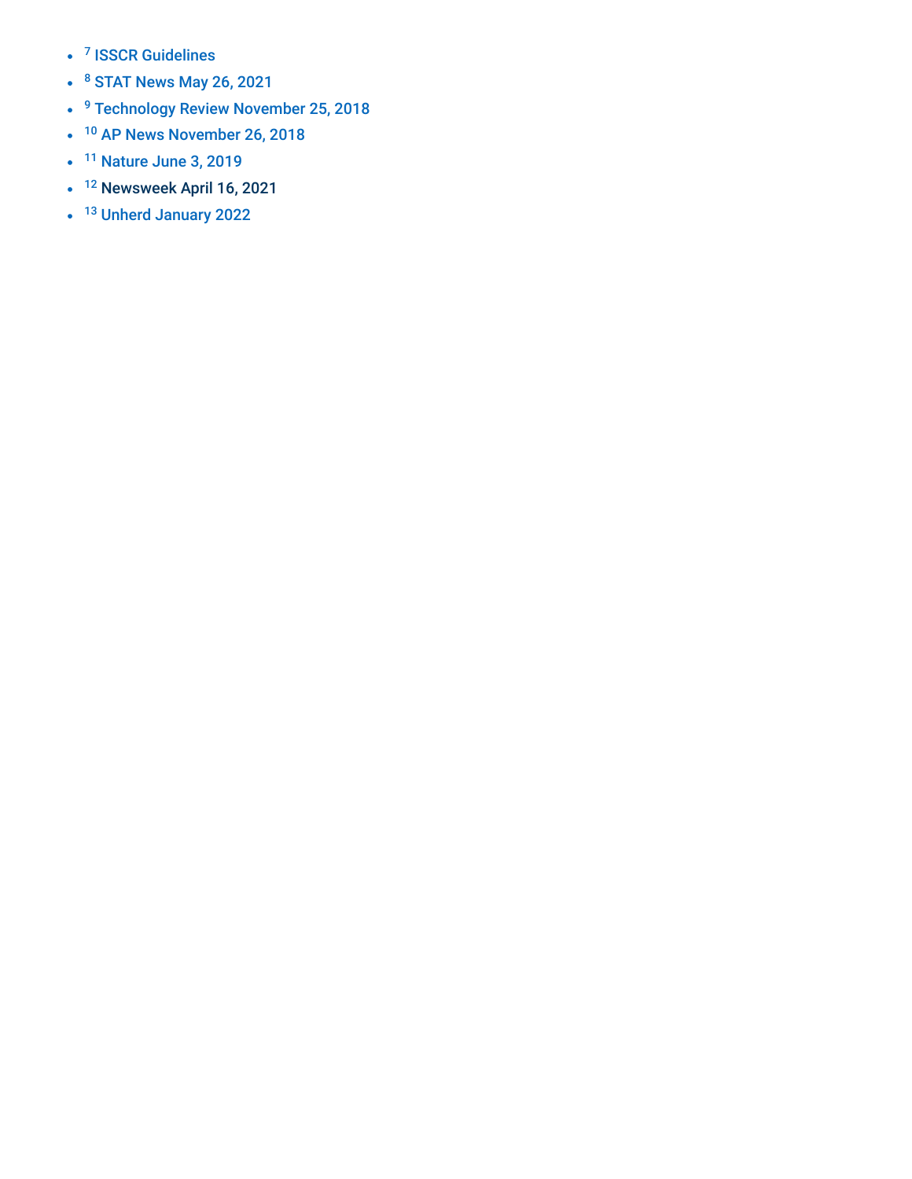- [7] ISSCR Guidelines
- [8] STAT News May 26, 2021
- [9] Technology Review November 25, 2018
- [10] AP News November 26, 2018
- [11] Nature June 3, 2019
- [12] Newsweek April 16, 2021
- [13] Unherd January 2022